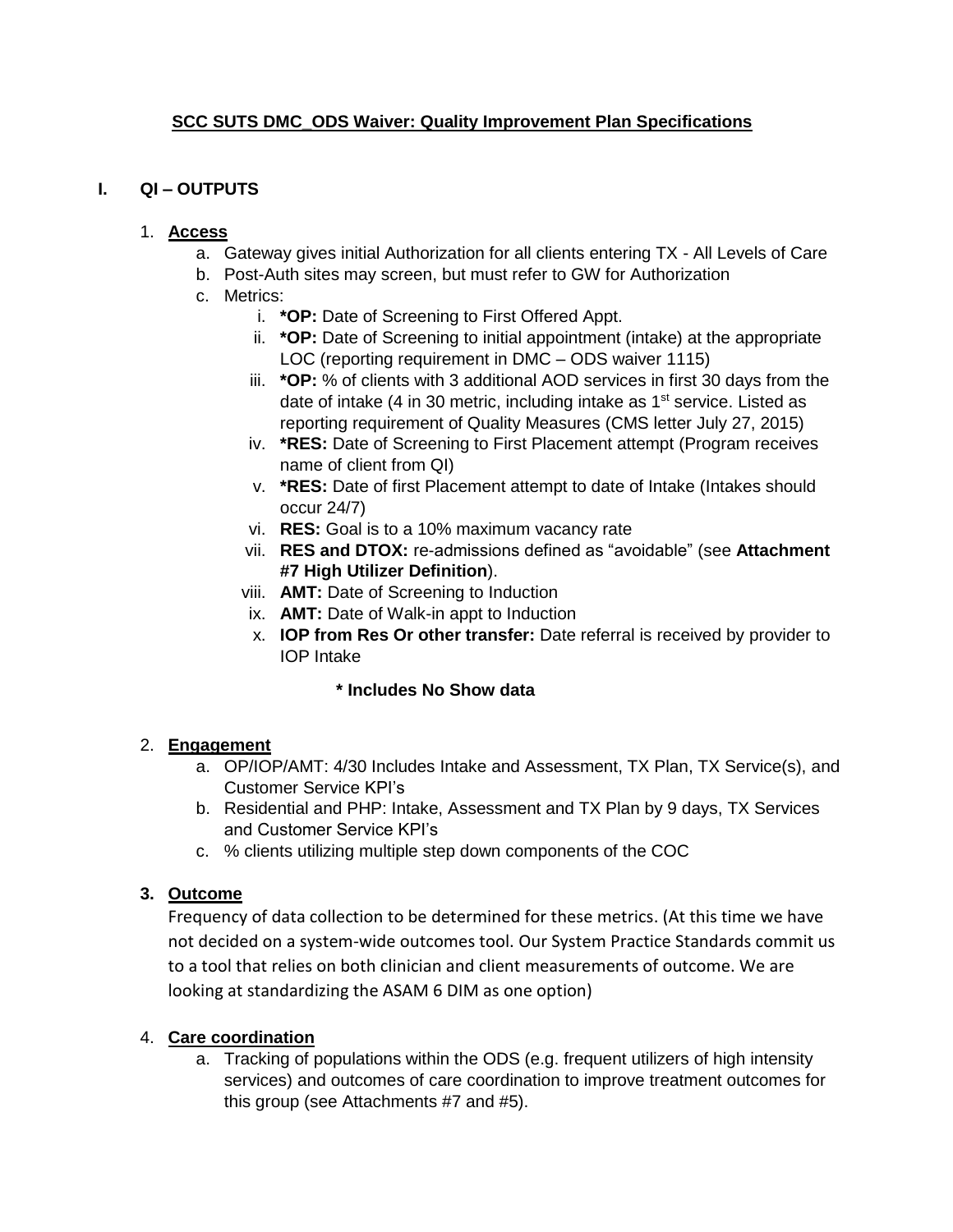# SCC SUTS DMC_ODS Waiver: Quality Improvement Plan Specifications

## I. QI – OUTPUTS

1. **Access**
   a. Gateway gives initial Authorization for all clients entering TX - All Levels of Care
   b. Post-Auth sites may screen, but must refer to GW for Authorization
   c. Metrics:
      i. ***OP:** Date of Screening to First Offered Appt.
      ii. ***OP:** Date of Screening to initial appointment (intake) at the appropriate LOC (reporting requirement in DMC – ODS waiver 1115)
      iii. ***OP:** % of clients with 3 additional AOD services in first 30 days from the date of intake (4 in 30 metric, including intake as 1st service. Listed as reporting requirement of Quality Measures (CMS letter July 27, 2015)
      iv. ***RES:** Date of Screening to First Placement attempt (Program receives name of client from QI)
      v. ***RES:** Date of first Placement attempt to date of Intake (Intakes should occur 24/7)
      vi. **RES:** Goal is to a 10% maximum vacancy rate
      vii. **RES and DTOX:** re-admissions defined as "avoidable" (see **Attachment #7 High Utilizer Definition**).
      viii. **AMT:** Date of Screening to Induction
      ix. **AMT:** Date of Walk-in appt to Induction
      x. **IOP from Res Or other transfer:** Date referral is received by provider to IOP Intake

   **\* Includes No Show data**

2. **Engagement**
   a. OP/IOP/AMT: 4/30 Includes Intake and Assessment, TX Plan, TX Service(s), and Customer Service KPI's
   b. Residential and PHP: Intake, Assessment and TX Plan by 9 days, TX Services and Customer Service KPI's
   c. % clients utilizing multiple step down components of the COC

3. **Outcome**

   Frequency of data collection to be determined for these metrics. (At this time we have not decided on a system-wide outcomes tool. Our System Practice Standards commit us to a tool that relies on both clinician and client measurements of outcome. We are looking at standardizing the ASAM 6 DIM as one option)

4. **Care coordination**
   a. Tracking of populations within the ODS (e.g. frequent utilizers of high intensity services) and outcomes of care coordination to improve treatment outcomes for this group (see Attachments #7 and #5).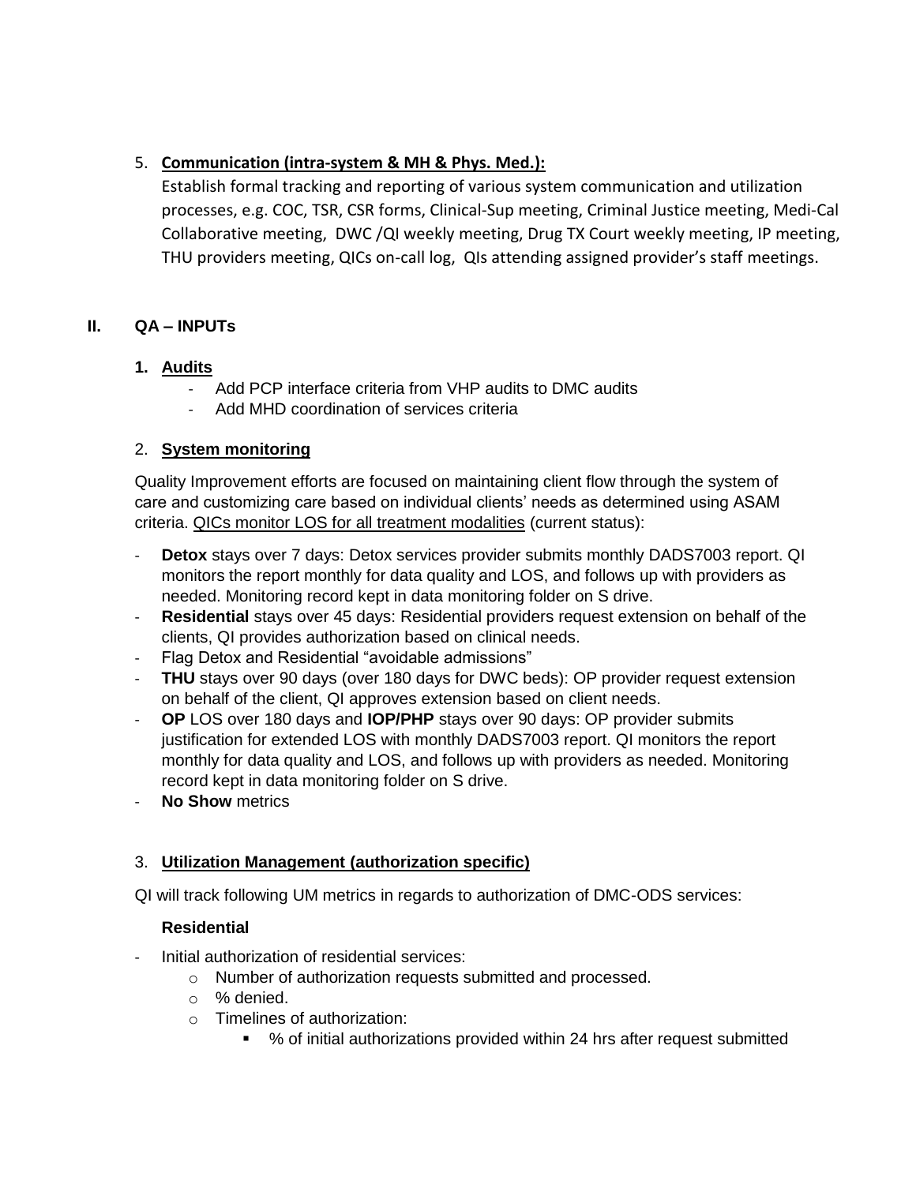5. **Communication (intra-system & MH & Phys. Med.):**
   Establish formal tracking and reporting of various system communication and utilization processes, e.g. COC, TSR, CSR forms, Clinical-Sup meeting, Criminal Justice meeting, Medi-Cal Collaborative meeting, DWC /QI weekly meeting, Drug TX Court weekly meeting, IP meeting, THU providers meeting, QICs on-call log, QIs attending assigned provider's staff meetings.

## II. QA – INPUTs

### 1. Audits

- Add PCP interface criteria from VHP audits to DMC audits
- Add MHD coordination of services criteria

### 2. System monitoring

Quality Improvement efforts are focused on maintaining client flow through the system of care and customizing care based on individual clients' needs as determined using ASAM criteria. QICs monitor LOS for all treatment modalities (current status):

- **Detox** stays over 7 days: Detox services provider submits monthly DADS7003 report. QI monitors the report monthly for data quality and LOS, and follows up with providers as needed. Monitoring record kept in data monitoring folder on S drive.
- **Residential** stays over 45 days: Residential providers request extension on behalf of the clients, QI provides authorization based on clinical needs.
- Flag Detox and Residential "avoidable admissions"
- **THU** stays over 90 days (over 180 days for DWC beds): OP provider request extension on behalf of the client, QI approves extension based on client needs.
- **OP** LOS over 180 days and **IOP/PHP** stays over 90 days: OP provider submits justification for extended LOS with monthly DADS7003 report. QI monitors the report monthly for data quality and LOS, and follows up with providers as needed. Monitoring record kept in data monitoring folder on S drive.
- **No Show** metrics

### 3. Utilization Management (authorization specific)

QI will track following UM metrics in regards to authorization of DMC-ODS services:

**Residential**

- Initial authorization of residential services:
  - Number of authorization requests submitted and processed.
  - % denied.
  - Timelines of authorization:
    - % of initial authorizations provided within 24 hrs after request submitted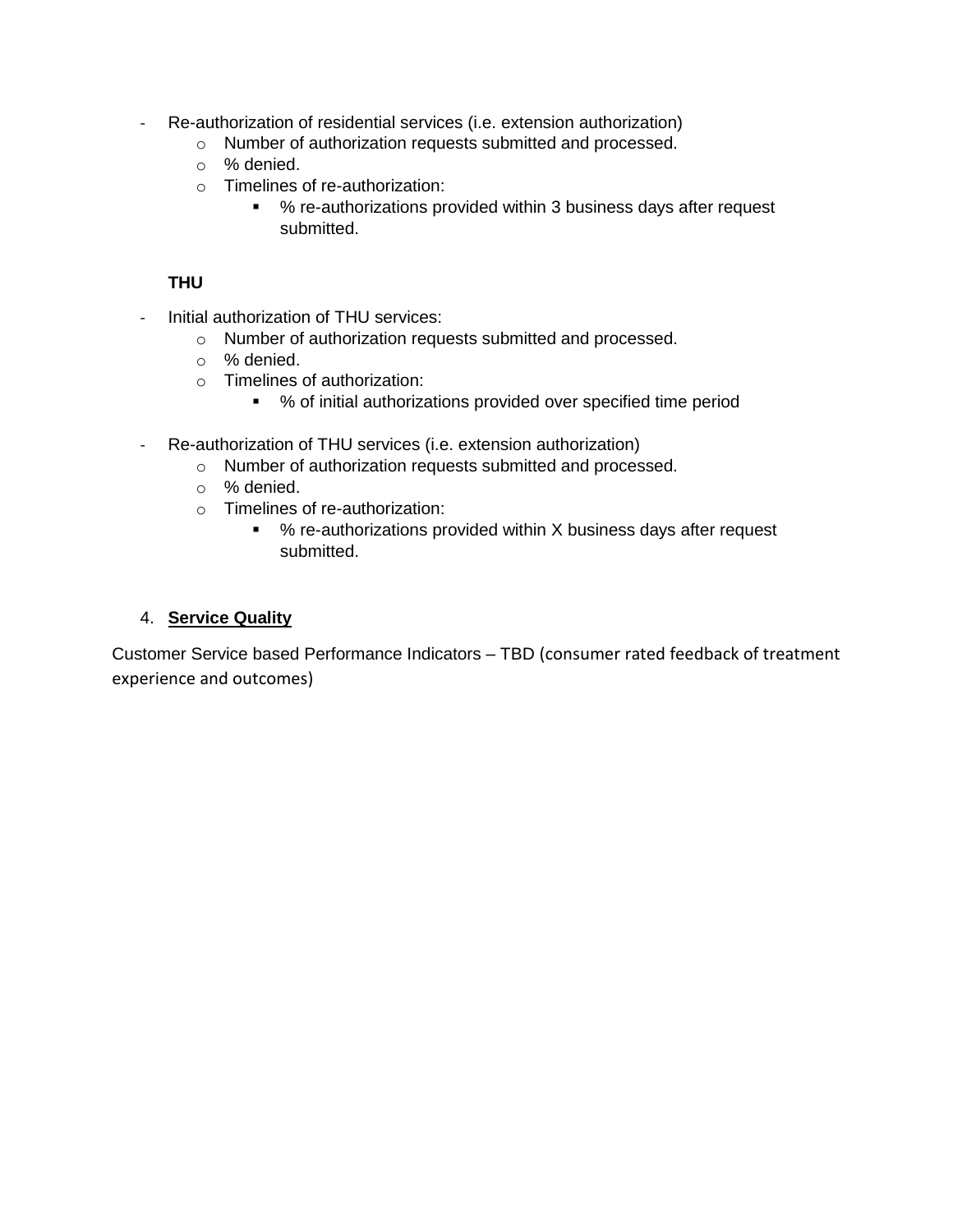- Re-authorization of residential services (i.e. extension authorization)
  - Number of authorization requests submitted and processed.
  - % denied.
  - Timelines of re-authorization:
    - % re-authorizations provided within 3 business days after request submitted.

**THU**

- Initial authorization of THU services:
  - Number of authorization requests submitted and processed.
  - % denied.
  - Timelines of authorization:
    - % of initial authorizations provided over specified time period

- Re-authorization of THU services (i.e. extension authorization)
  - Number of authorization requests submitted and processed.
  - % denied.
  - Timelines of re-authorization:
    - % re-authorizations provided within X business days after request submitted.

4. **Service Quality**

Customer Service based Performance Indicators – TBD (consumer rated feedback of treatment experience and outcomes)